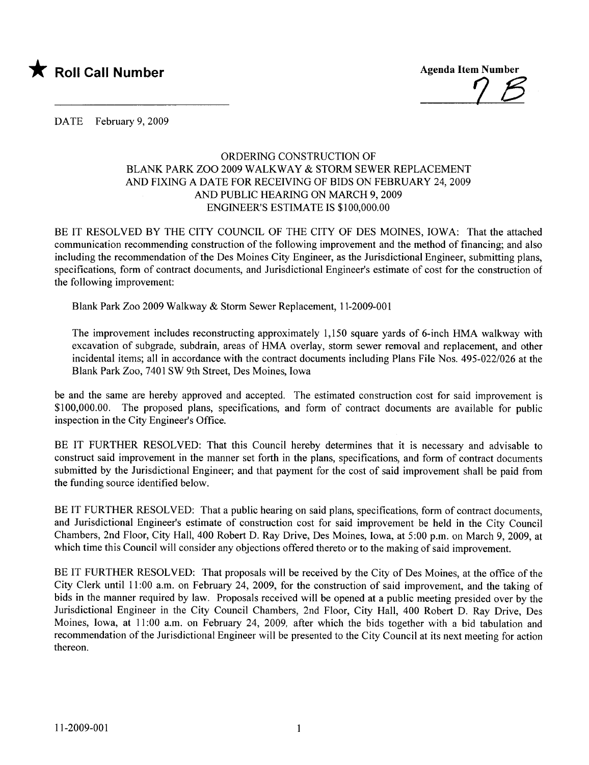★ **Roll Call Number**

**Agenda Item Number**

7 B

DATE February 9, 2009

ORDERING CONSTRUCTION OF
BLANK PARK ZOO 2009 WALKWAY & STORM SEWER REPLACEMENT
AND FIXING A DATE FOR RECEIVING OF BIDS ON FEBRUARY 24, 2009
AND PUBLIC HEARING ON MARCH 9, 2009
ENGINEER'S ESTIMATE IS $100,000.00

BE IT RESOLVED BY THE CITY COUNCIL OF THE CITY OF DES MOINES, IOWA: That the attached communication recommending construction of the following improvement and the method of financing; and also including the recommendation of the Des Moines City Engineer, as the Jurisdictional Engineer, submitting plans, specifications, form of contract documents, and Jurisdictional Engineer's estimate of cost for the construction of the following improvement:

Blank Park Zoo 2009 Walkway & Storm Sewer Replacement, 11-2009-001

The improvement includes reconstructing approximately 1,150 square yards of 6-inch HMA walkway with excavation of subgrade, subdrain, areas of HMA overlay, storm sewer removal and replacement, and other incidental items; all in accordance with the contract documents including Plans File Nos. 495-022/026 at the Blank Park Zoo, 7401 SW 9th Street, Des Moines, Iowa

be and the same are hereby approved and accepted. The estimated construction cost for said improvement is $100,000.00. The proposed plans, specifications, and form of contract documents are available for public inspection in the City Engineer's Office.

BE IT FURTHER RESOLVED: That this Council hereby determines that it is necessary and advisable to construct said improvement in the manner set forth in the plans, specifications, and form of contract documents submitted by the Jurisdictional Engineer; and that payment for the cost of said improvement shall be paid from the funding source identified below.

BE IT FURTHER RESOLVED: That a public hearing on said plans, specifications, form of contract documents, and Jurisdictional Engineer's estimate of construction cost for said improvement be held in the City Council Chambers, 2nd Floor, City Hall, 400 Robert D. Ray Drive, Des Moines, Iowa, at 5:00 p.m. on March 9, 2009, at which time this Council will consider any objections offered thereto or to the making of said improvement.

BE IT FURTHER RESOLVED: That proposals will be received by the City of Des Moines, at the office of the City Clerk until 11:00 a.m. on February 24, 2009, for the construction of said improvement, and the taking of bids in the manner required by law. Proposals received will be opened at a public meeting presided over by the Jurisdictional Engineer in the City Council Chambers, 2nd Floor, City Hall, 400 Robert D. Ray Drive, Des Moines, Iowa, at 11:00 a.m. on February 24, 2009, after which the bids together with a bid tabulation and recommendation of the Jurisdictional Engineer will be presented to the City Council at its next meeting for action thereon.

11-2009-001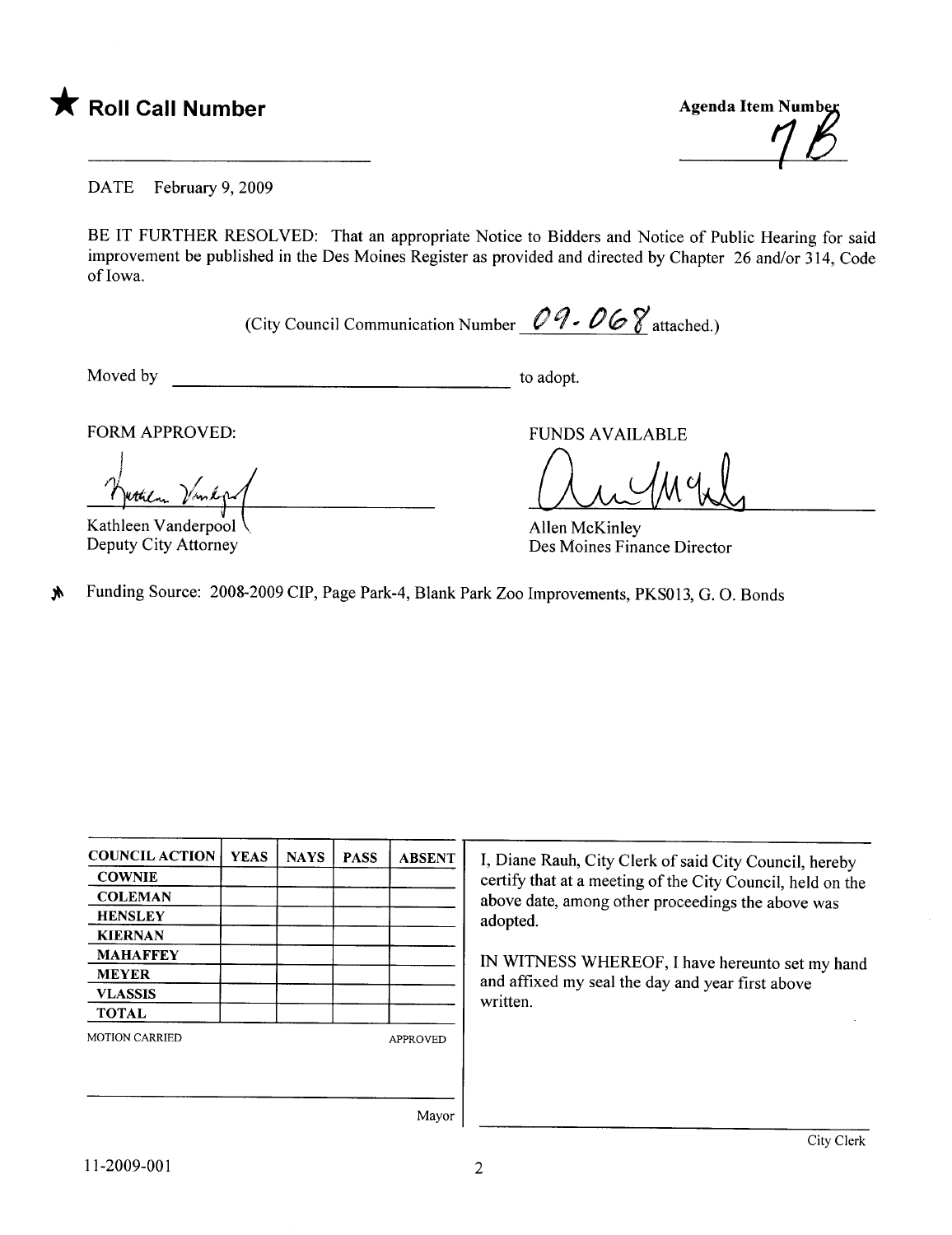★ **Roll Call Number**

**Agenda Item Number** 7B

DATE February 9, 2009

BE IT FURTHER RESOLVED: That an appropriate Notice to Bidders and Notice of Public Hearing for said improvement be published in the Des Moines Register as provided and directed by Chapter 26 and/or 314, Code of Iowa.

(City Council Communication Number 09-068 attached.)

Moved by \_\_\_\_\_\_\_\_\_\_\_\_\_\_\_\_\_\_\_\_\_\_\_\_\_\_\_\_\_\_ to adopt.

FORM APPROVED:

Kathleen Vanderpool
Deputy City Attorney

FUNDS AVAILABLE

Allen McKinley
Des Moines Finance Director

Funding Source: 2008-2009 CIP, Page Park-4, Blank Park Zoo Improvements, PKS013, G. O. Bonds

| COUNCIL ACTION | YEAS | NAYS | PASS | ABSENT |
|---|---|---|---|---|
| COWNIE | | | | |
| COLEMAN | | | | |
| HENSLEY | | | | |
| KIERNAN | | | | |
| MAHAFFEY | | | | |
| MEYER | | | | |
| VLASSIS | | | | |
| TOTAL | | | | |

MOTION CARRIED APPROVED

\_\_\_\_\_\_\_\_\_\_\_\_\_\_\_\_\_\_\_\_\_\_\_\_
Mayor

I, Diane Rauh, City Clerk of said City Council, hereby certify that at a meeting of the City Council, held on the above date, among other proceedings the above was adopted.

IN WITNESS WHEREOF, I have hereunto set my hand and affixed my seal the day and year first above written.

\_\_\_\_\_\_\_\_\_\_\_\_\_\_\_\_\_\_\_\_\_\_\_\_
City Clerk

11-2009-001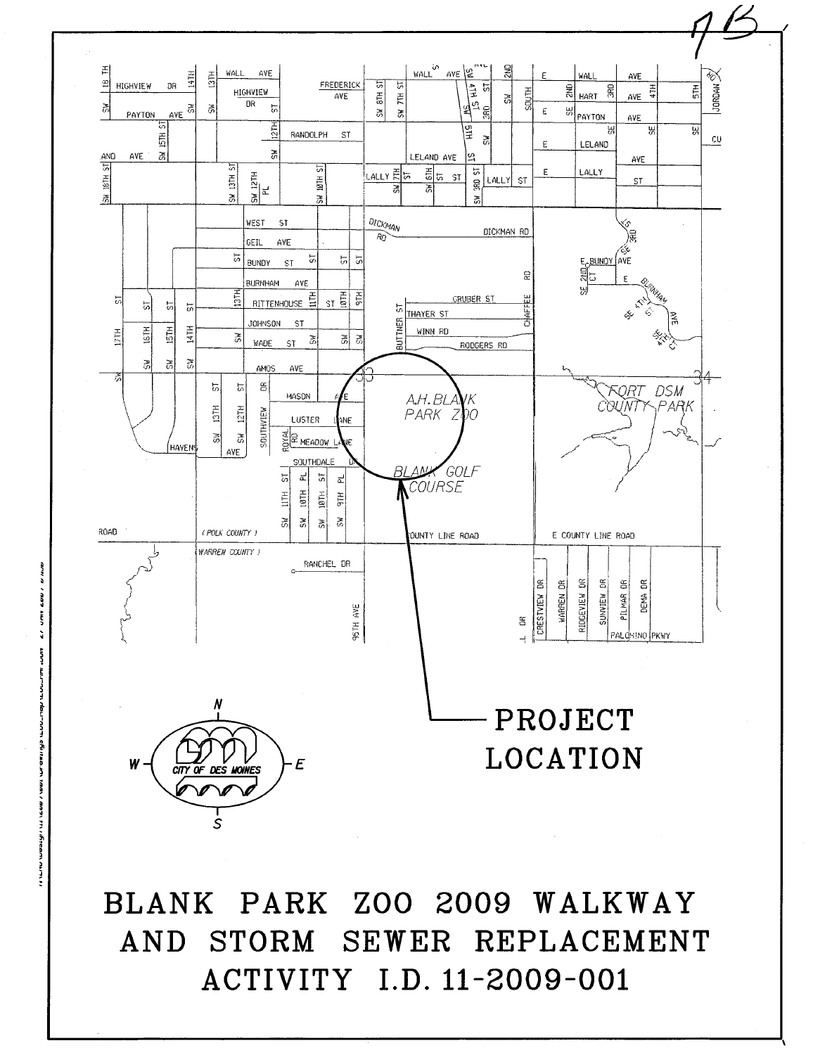PROJECT LOCATION

# BLANK PARK ZOO 2009 WALKWAY AND STORM SEWER REPLACEMENT ACTIVITY I.D. 11-2009-001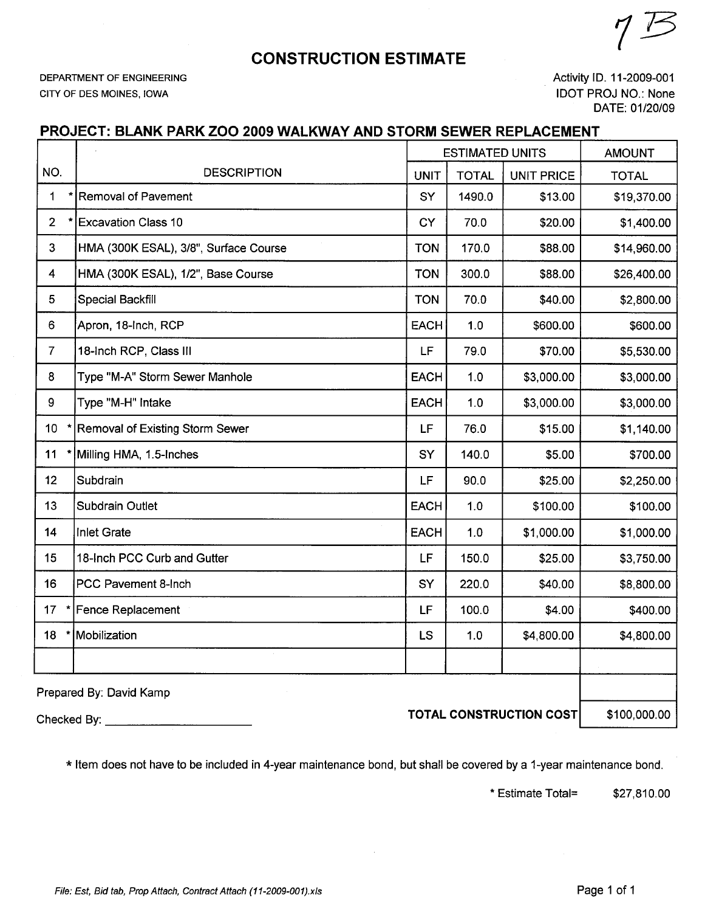7B

# CONSTRUCTION ESTIMATE

DEPARTMENT OF ENGINEERING
CITY OF DES MOINES, IOWA

Activity ID. 11-2009-001
IDOT PROJ NO.: None
DATE: 01/20/09

## PROJECT: BLANK PARK ZOO 2009 WALKWAY AND STORM SEWER REPLACEMENT

| NO. | DESCRIPTION | ESTIMATED UNITS | | | AMOUNT |
|---|---|---|---|---|---|
| | | UNIT | TOTAL | UNIT PRICE | TOTAL |
| 1 * | Removal of Pavement | SY | 1490.0 | $13.00 | $19,370.00 |
| 2 * | Excavation Class 10 | CY | 70.0 | $20.00 | $1,400.00 |
| 3 | HMA (300K ESAL), 3/8", Surface Course | TON | 170.0 | $88.00 | $14,960.00 |
| 4 | HMA (300K ESAL), 1/2", Base Course | TON | 300.0 | $88.00 | $26,400.00 |
| 5 | Special Backfill | TON | 70.0 | $40.00 | $2,800.00 |
| 6 | Apron, 18-Inch, RCP | EACH | 1.0 | $600.00 | $600.00 |
| 7 | 18-Inch RCP, Class III | LF | 79.0 | $70.00 | $5,530.00 |
| 8 | Type "M-A" Storm Sewer Manhole | EACH | 1.0 | $3,000.00 | $3,000.00 |
| 9 | Type "M-H" Intake | EACH | 1.0 | $3,000.00 | $3,000.00 |
| 10 * | Removal of Existing Storm Sewer | LF | 76.0 | $15.00 | $1,140.00 |
| 11 * | Milling HMA, 1.5-Inches | SY | 140.0 | $5.00 | $700.00 |
| 12 | Subdrain | LF | 90.0 | $25.00 | $2,250.00 |
| 13 | Subdrain Outlet | EACH | 1.0 | $100.00 | $100.00 |
| 14 | Inlet Grate | EACH | 1.0 | $1,000.00 | $1,000.00 |
| 15 | 18-Inch PCC Curb and Gutter | LF | 150.0 | $25.00 | $3,750.00 |
| 16 | PCC Pavement 8-Inch | SY | 220.0 | $40.00 | $8,800.00 |
| 17 * | Fence Replacement | LF | 100.0 | $4.00 | $400.00 |
| 18 * | Mobilization | LS | 1.0 | $4,800.00 | $4,800.00 |
| | | | | | |

Prepared By: David Kamp

Checked By: ______________________

**TOTAL CONSTRUCTION COST** $100,000.00

* Item does not have to be included in 4-year maintenance bond, but shall be covered by a 1-year maintenance bond.

* Estimate Total= $27,810.00

*File: Est, Bid tab, Prop Attach, Contract Attach (11-2009-001).xls*